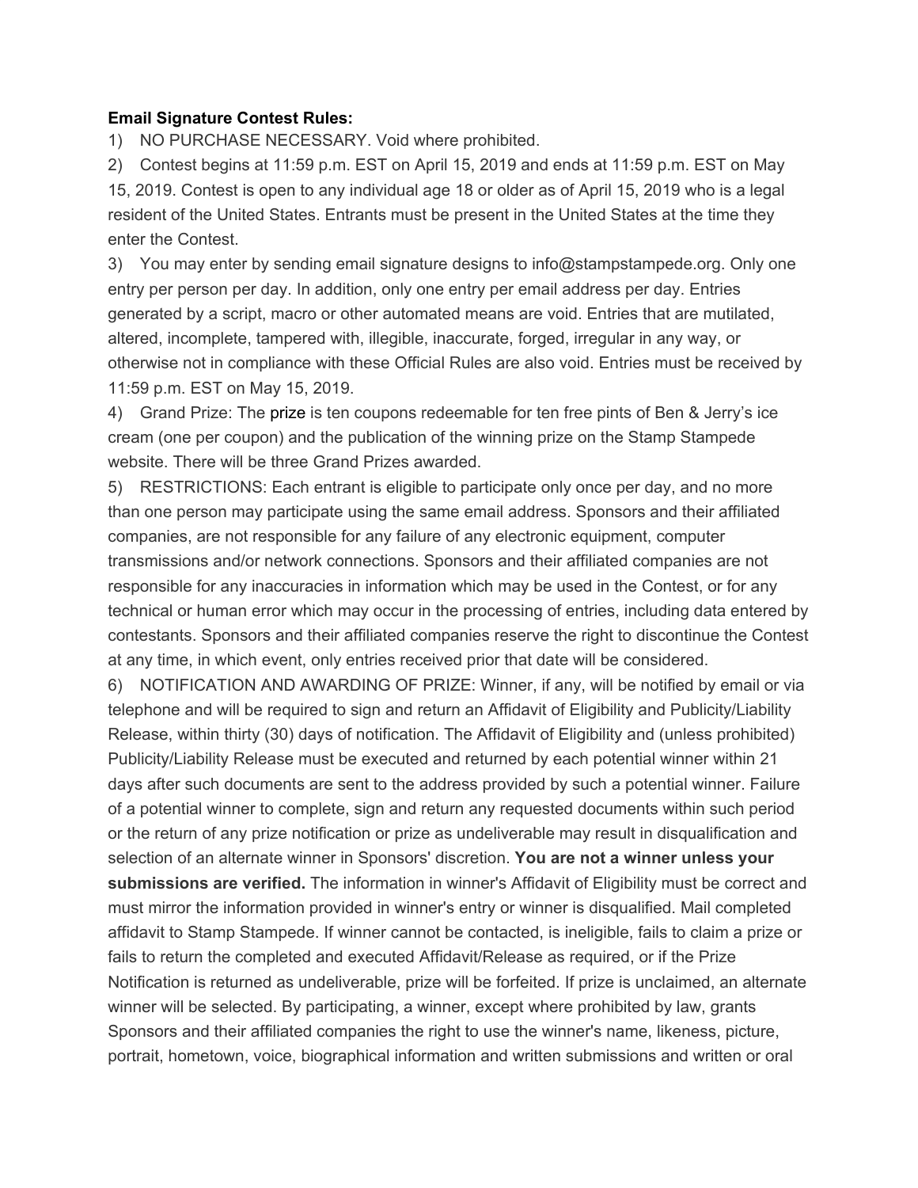**Email Signature Contest Rules:**

1) NO PURCHASE NECESSARY. Void where prohibited.

2) Contest begins at 11:59 p.m. EST on April 15, 2019 and ends at 11:59 p.m. EST on May 15, 2019. Contest is open to any individual age 18 or older as of April 15, 2019 who is a legal resident of the United States. Entrants must be present in the United States at the time they enter the Contest.

3) You may enter by sending email signature designs to info@stampstampede.org. Only one entry per person per day. In addition, only one entry per email address per day. Entries generated by a script, macro or other automated means are void. Entries that are mutilated, altered, incomplete, tampered with, illegible, inaccurate, forged, irregular in any way, or otherwise not in compliance with these Official Rules are also void. Entries must be received by 11:59 p.m. EST on May 15, 2019.

4) Grand Prize: The prize is ten coupons redeemable for ten free pints of Ben & Jerry's ice cream (one per coupon) and the publication of the winning prize on the Stamp Stampede website. There will be three Grand Prizes awarded.

5) RESTRICTIONS: Each entrant is eligible to participate only once per day, and no more than one person may participate using the same email address. Sponsors and their affiliated companies, are not responsible for any failure of any electronic equipment, computer transmissions and/or network connections. Sponsors and their affiliated companies are not responsible for any inaccuracies in information which may be used in the Contest, or for any technical or human error which may occur in the processing of entries, including data entered by contestants. Sponsors and their affiliated companies reserve the right to discontinue the Contest at any time, in which event, only entries received prior that date will be considered.

6) NOTIFICATION AND AWARDING OF PRIZE: Winner, if any, will be notified by email or via telephone and will be required to sign and return an Affidavit of Eligibility and Publicity/Liability Release, within thirty (30) days of notification. The Affidavit of Eligibility and (unless prohibited) Publicity/Liability Release must be executed and returned by each potential winner within 21 days after such documents are sent to the address provided by such a potential winner. Failure of a potential winner to complete, sign and return any requested documents within such period or the return of any prize notification or prize as undeliverable may result in disqualification and selection of an alternate winner in Sponsors' discretion. **You are not a winner unless your submissions are verified.** The information in winner's Affidavit of Eligibility must be correct and must mirror the information provided in winner's entry or winner is disqualified. Mail completed affidavit to Stamp Stampede. If winner cannot be contacted, is ineligible, fails to claim a prize or fails to return the completed and executed Affidavit/Release as required, or if the Prize Notification is returned as undeliverable, prize will be forfeited. If prize is unclaimed, an alternate winner will be selected. By participating, a winner, except where prohibited by law, grants Sponsors and their affiliated companies the right to use the winner's name, likeness, picture, portrait, hometown, voice, biographical information and written submissions and written or oral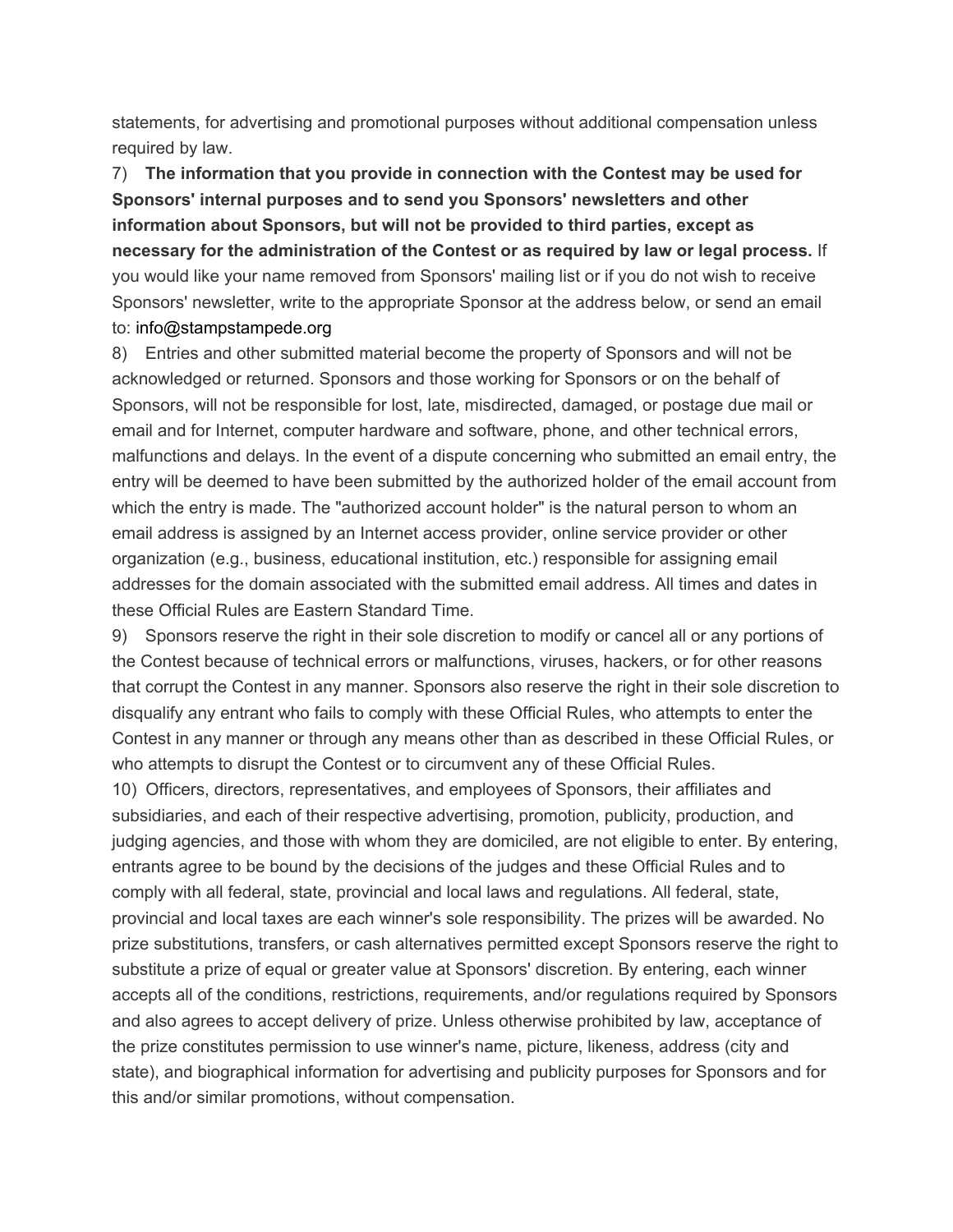statements, for advertising and promotional purposes without additional compensation unless required by law.

7) **The information that you provide in connection with the Contest may be used for Sponsors' internal purposes and to send you Sponsors' newsletters and other information about Sponsors, but will not be provided to third parties, except as necessary for the administration of the Contest or as required by law or legal process.** If you would like your name removed from Sponsors' mailing list or if you do not wish to receive Sponsors' newsletter, write to the appropriate Sponsor at the address below, or send an email to: info@stampstampede.org

8) Entries and other submitted material become the property of Sponsors and will not be acknowledged or returned. Sponsors and those working for Sponsors or on the behalf of Sponsors, will not be responsible for lost, late, misdirected, damaged, or postage due mail or email and for Internet, computer hardware and software, phone, and other technical errors, malfunctions and delays. In the event of a dispute concerning who submitted an email entry, the entry will be deemed to have been submitted by the authorized holder of the email account from which the entry is made. The "authorized account holder" is the natural person to whom an email address is assigned by an Internet access provider, online service provider or other organization (e.g., business, educational institution, etc.) responsible for assigning email addresses for the domain associated with the submitted email address. All times and dates in these Official Rules are Eastern Standard Time.

9) Sponsors reserve the right in their sole discretion to modify or cancel all or any portions of the Contest because of technical errors or malfunctions, viruses, hackers, or for other reasons that corrupt the Contest in any manner. Sponsors also reserve the right in their sole discretion to disqualify any entrant who fails to comply with these Official Rules, who attempts to enter the Contest in any manner or through any means other than as described in these Official Rules, or who attempts to disrupt the Contest or to circumvent any of these Official Rules.

10) Officers, directors, representatives, and employees of Sponsors, their affiliates and subsidiaries, and each of their respective advertising, promotion, publicity, production, and judging agencies, and those with whom they are domiciled, are not eligible to enter. By entering, entrants agree to be bound by the decisions of the judges and these Official Rules and to comply with all federal, state, provincial and local laws and regulations. All federal, state, provincial and local taxes are each winner's sole responsibility. The prizes will be awarded. No prize substitutions, transfers, or cash alternatives permitted except Sponsors reserve the right to substitute a prize of equal or greater value at Sponsors' discretion. By entering, each winner accepts all of the conditions, restrictions, requirements, and/or regulations required by Sponsors and also agrees to accept delivery of prize. Unless otherwise prohibited by law, acceptance of the prize constitutes permission to use winner's name, picture, likeness, address (city and state), and biographical information for advertising and publicity purposes for Sponsors and for this and/or similar promotions, without compensation.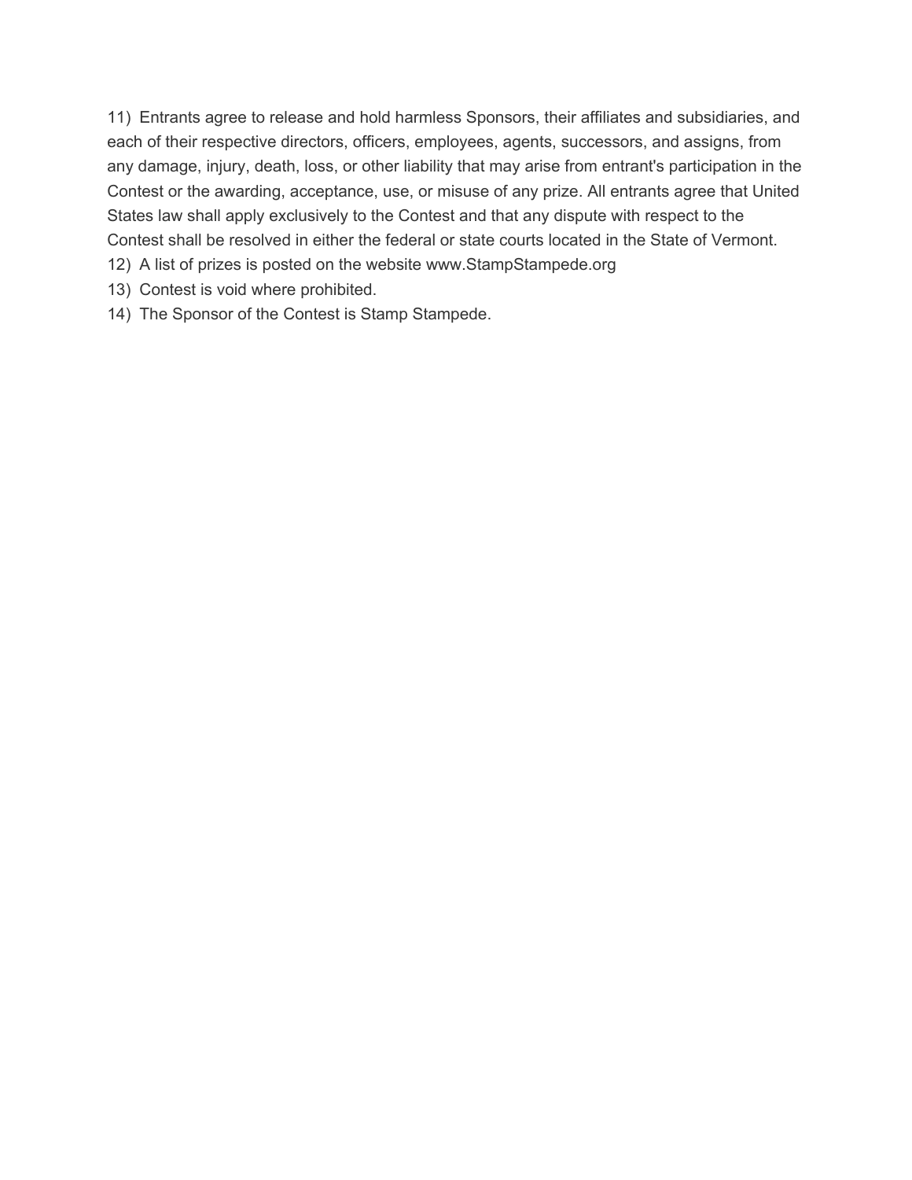11) Entrants agree to release and hold harmless Sponsors, their affiliates and subsidiaries, and each of their respective directors, officers, employees, agents, successors, and assigns, from any damage, injury, death, loss, or other liability that may arise from entrant's participation in the Contest or the awarding, acceptance, use, or misuse of any prize. All entrants agree that United States law shall apply exclusively to the Contest and that any dispute with respect to the Contest shall be resolved in either the federal or state courts located in the State of Vermont.

12) A list of prizes is posted on the website www.StampStampede.org

13) Contest is void where prohibited.

14) The Sponsor of the Contest is Stamp Stampede.